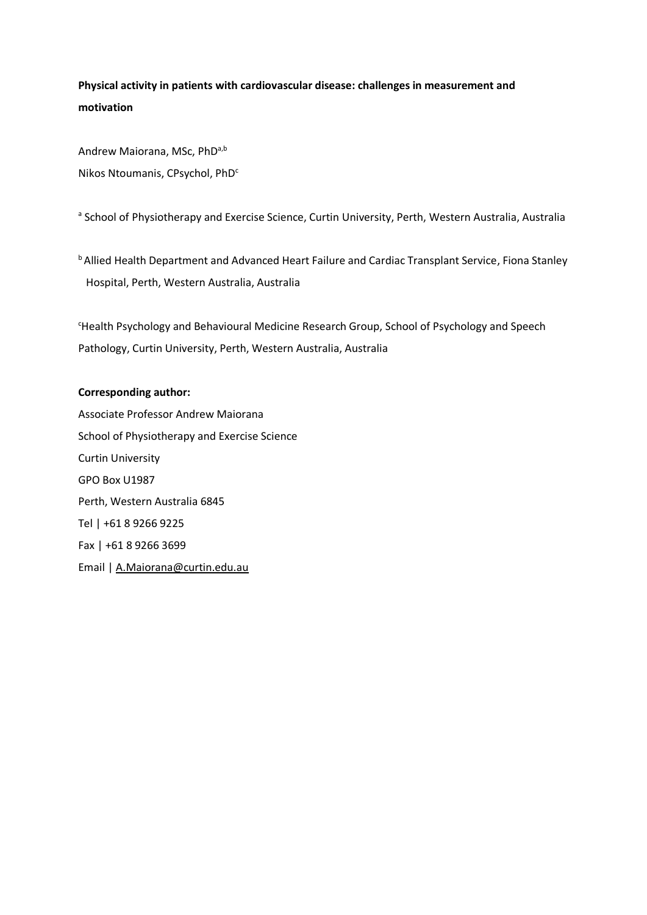**Physical activity in patients with cardiovascular disease: challenges in measurement and motivation**

Andrew Maiorana, MSc, PhD[a,b]

Nikos Ntoumanis, CPsychol, PhD[c]

[a] School of Physiotherapy and Exercise Science, Curtin University, Perth, Western Australia, Australia

[b] Allied Health Department and Advanced Heart Failure and Cardiac Transplant Service, Fiona Stanley Hospital, Perth, Western Australia, Australia

[c] Health Psychology and Behavioural Medicine Research Group, School of Psychology and Speech Pathology, Curtin University, Perth, Western Australia, Australia

**Corresponding author:**

Associate Professor Andrew Maiorana
School of Physiotherapy and Exercise Science
Curtin University
GPO Box U1987
Perth, Western Australia 6845
Tel | +61 8 9266 9225
Fax | +61 8 9266 3699
Email | A.Maiorana@curtin.edu.au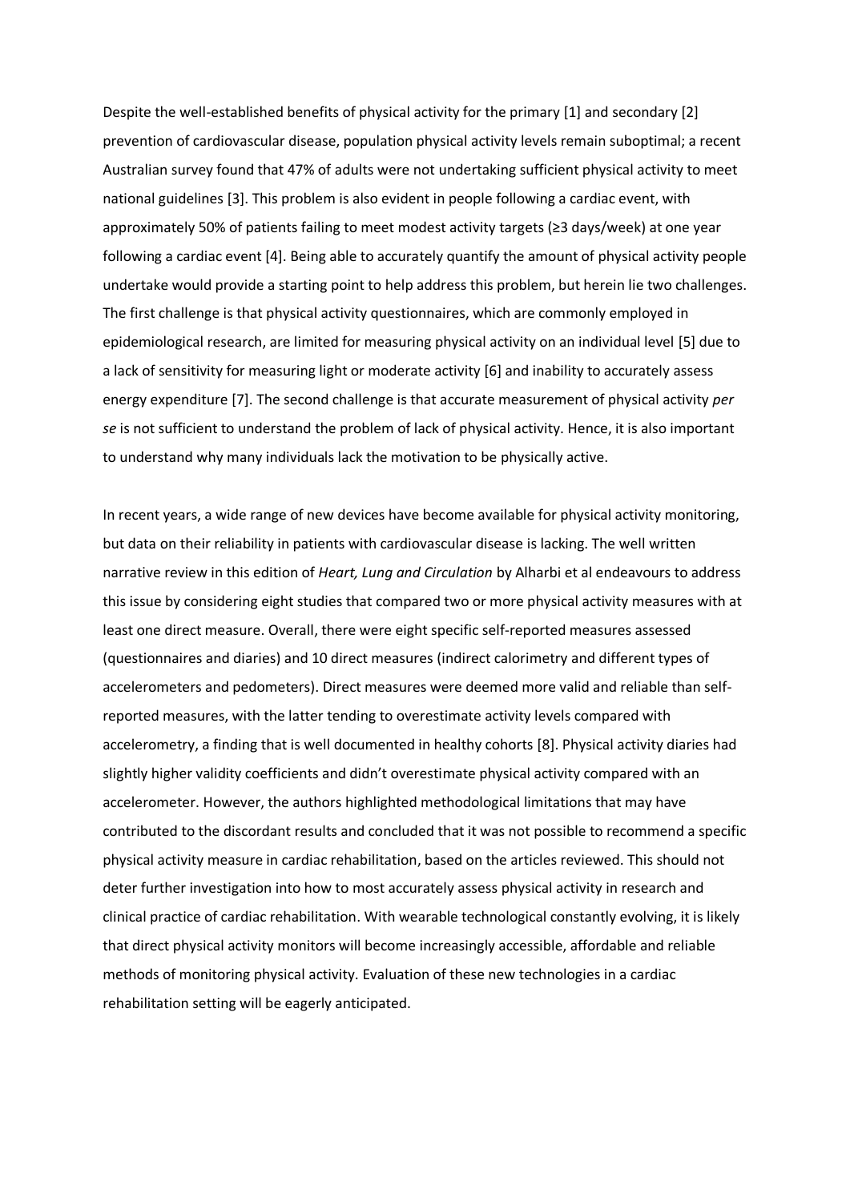Despite the well-established benefits of physical activity for the primary [1] and secondary [2] prevention of cardiovascular disease, population physical activity levels remain suboptimal; a recent Australian survey found that 47% of adults were not undertaking sufficient physical activity to meet national guidelines [3]. This problem is also evident in people following a cardiac event, with approximately 50% of patients failing to meet modest activity targets (≥3 days/week) at one year following a cardiac event [4]. Being able to accurately quantify the amount of physical activity people undertake would provide a starting point to help address this problem, but herein lie two challenges. The first challenge is that physical activity questionnaires, which are commonly employed in epidemiological research, are limited for measuring physical activity on an individual level [5] due to a lack of sensitivity for measuring light or moderate activity [6] and inability to accurately assess energy expenditure [7]. The second challenge is that accurate measurement of physical activity *per se* is not sufficient to understand the problem of lack of physical activity. Hence, it is also important to understand why many individuals lack the motivation to be physically active.

In recent years, a wide range of new devices have become available for physical activity monitoring, but data on their reliability in patients with cardiovascular disease is lacking. The well written narrative review in this edition of *Heart, Lung and Circulation* by Alharbi et al endeavours to address this issue by considering eight studies that compared two or more physical activity measures with at least one direct measure. Overall, there were eight specific self-reported measures assessed (questionnaires and diaries) and 10 direct measures (indirect calorimetry and different types of accelerometers and pedometers). Direct measures were deemed more valid and reliable than self-reported measures, with the latter tending to overestimate activity levels compared with accelerometry, a finding that is well documented in healthy cohorts [8]. Physical activity diaries had slightly higher validity coefficients and didn't overestimate physical activity compared with an accelerometer. However, the authors highlighted methodological limitations that may have contributed to the discordant results and concluded that it was not possible to recommend a specific physical activity measure in cardiac rehabilitation, based on the articles reviewed. This should not deter further investigation into how to most accurately assess physical activity in research and clinical practice of cardiac rehabilitation. With wearable technological constantly evolving, it is likely that direct physical activity monitors will become increasingly accessible, affordable and reliable methods of monitoring physical activity. Evaluation of these new technologies in a cardiac rehabilitation setting will be eagerly anticipated.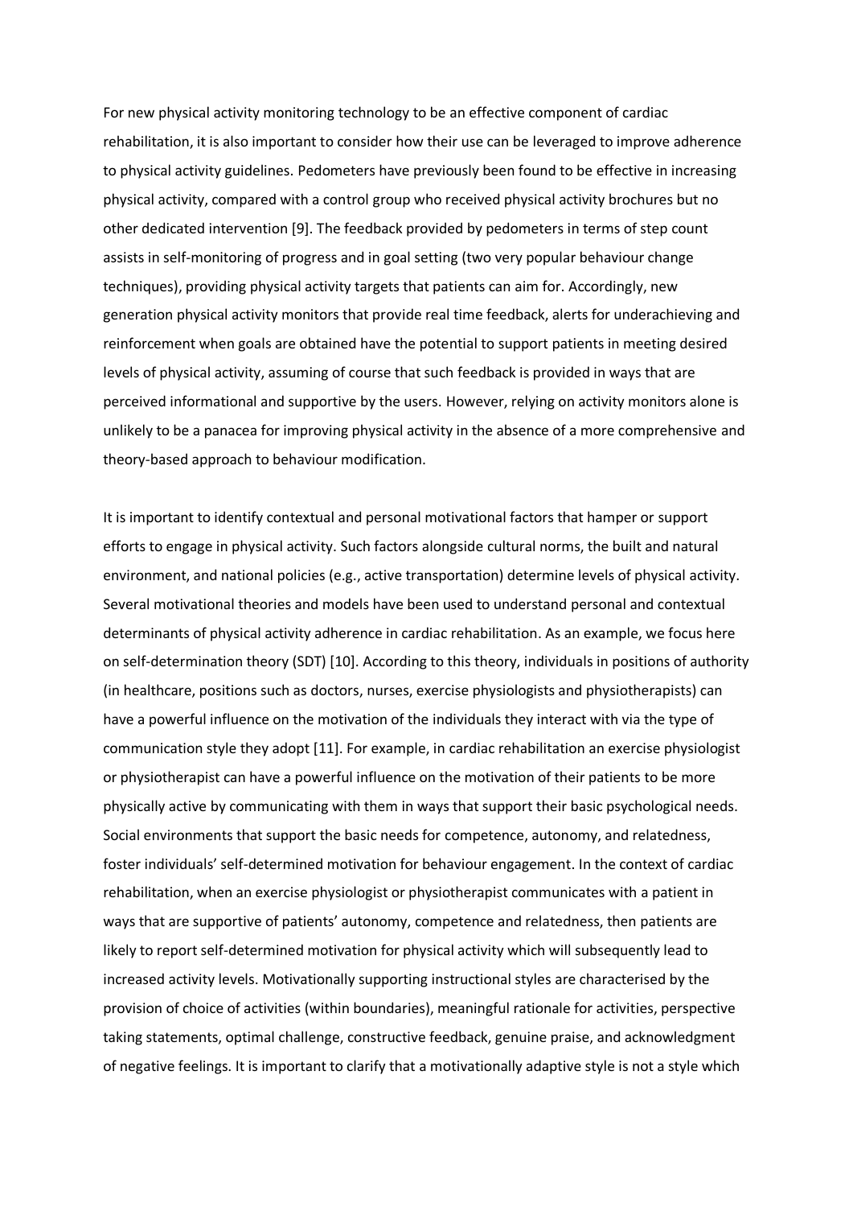For new physical activity monitoring technology to be an effective component of cardiac rehabilitation, it is also important to consider how their use can be leveraged to improve adherence to physical activity guidelines. Pedometers have previously been found to be effective in increasing physical activity, compared with a control group who received physical activity brochures but no other dedicated intervention [9]. The feedback provided by pedometers in terms of step count assists in self-monitoring of progress and in goal setting (two very popular behaviour change techniques), providing physical activity targets that patients can aim for. Accordingly, new generation physical activity monitors that provide real time feedback, alerts for underachieving and reinforcement when goals are obtained have the potential to support patients in meeting desired levels of physical activity, assuming of course that such feedback is provided in ways that are perceived informational and supportive by the users. However, relying on activity monitors alone is unlikely to be a panacea for improving physical activity in the absence of a more comprehensive and theory-based approach to behaviour modification.

It is important to identify contextual and personal motivational factors that hamper or support efforts to engage in physical activity. Such factors alongside cultural norms, the built and natural environment, and national policies (e.g., active transportation) determine levels of physical activity. Several motivational theories and models have been used to understand personal and contextual determinants of physical activity adherence in cardiac rehabilitation. As an example, we focus here on self-determination theory (SDT) [10]. According to this theory, individuals in positions of authority (in healthcare, positions such as doctors, nurses, exercise physiologists and physiotherapists) can have a powerful influence on the motivation of the individuals they interact with via the type of communication style they adopt [11]. For example, in cardiac rehabilitation an exercise physiologist or physiotherapist can have a powerful influence on the motivation of their patients to be more physically active by communicating with them in ways that support their basic psychological needs. Social environments that support the basic needs for competence, autonomy, and relatedness, foster individuals' self-determined motivation for behaviour engagement. In the context of cardiac rehabilitation, when an exercise physiologist or physiotherapist communicates with a patient in ways that are supportive of patients' autonomy, competence and relatedness, then patients are likely to report self-determined motivation for physical activity which will subsequently lead to increased activity levels. Motivationally supporting instructional styles are characterised by the provision of choice of activities (within boundaries), meaningful rationale for activities, perspective taking statements, optimal challenge, constructive feedback, genuine praise, and acknowledgment of negative feelings. It is important to clarify that a motivationally adaptive style is not a style which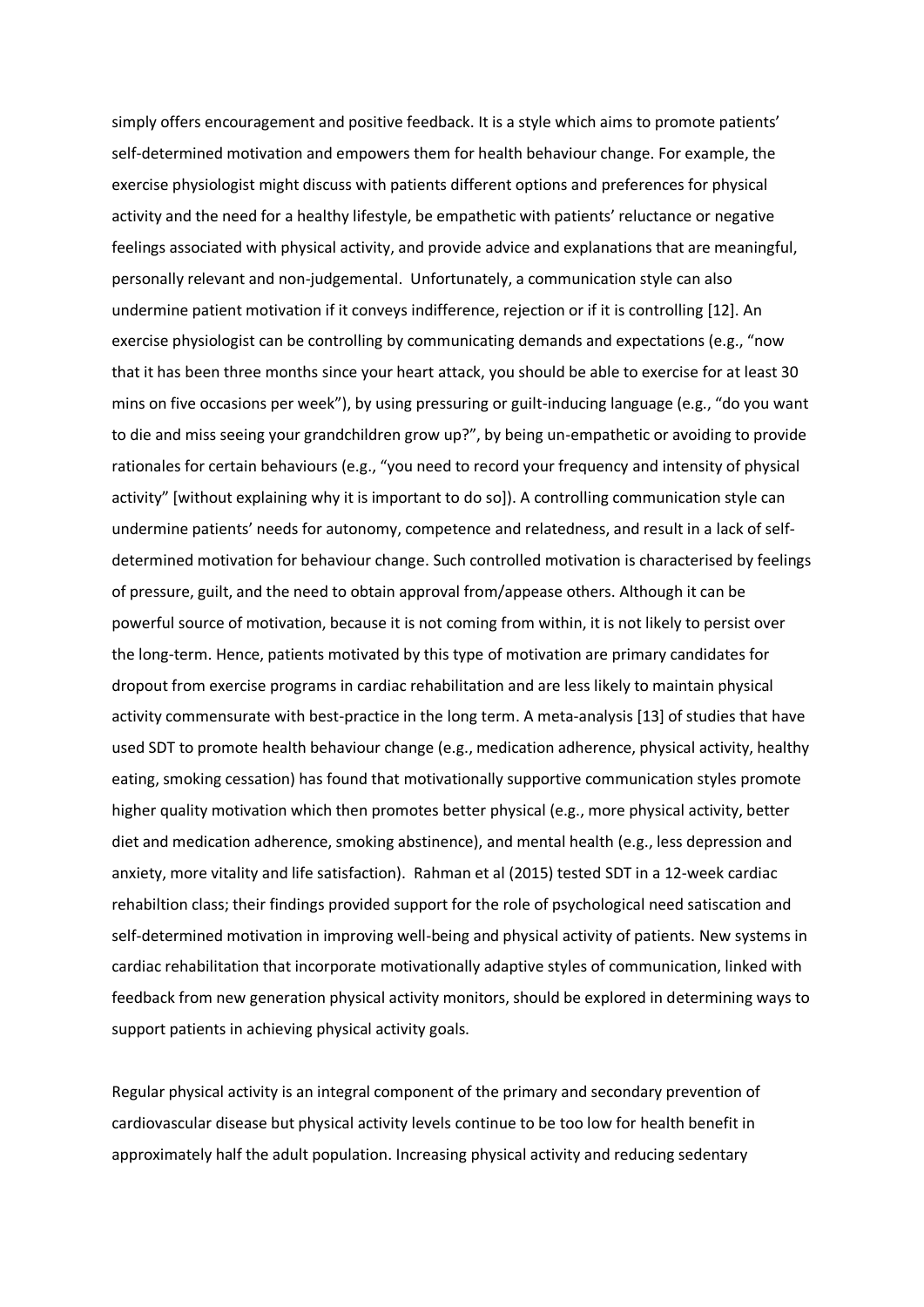simply offers encouragement and positive feedback. It is a style which aims to promote patients' self-determined motivation and empowers them for health behaviour change. For example, the exercise physiologist might discuss with patients different options and preferences for physical activity and the need for a healthy lifestyle, be empathetic with patients' reluctance or negative feelings associated with physical activity, and provide advice and explanations that are meaningful, personally relevant and non-judgemental. Unfortunately, a communication style can also undermine patient motivation if it conveys indifference, rejection or if it is controlling [12]. An exercise physiologist can be controlling by communicating demands and expectations (e.g., "now that it has been three months since your heart attack, you should be able to exercise for at least 30 mins on five occasions per week"), by using pressuring or guilt-inducing language (e.g., "do you want to die and miss seeing your grandchildren grow up?", by being un-empathetic or avoiding to provide rationales for certain behaviours (e.g., "you need to record your frequency and intensity of physical activity" [without explaining why it is important to do so]). A controlling communication style can undermine patients' needs for autonomy, competence and relatedness, and result in a lack of self-determined motivation for behaviour change. Such controlled motivation is characterised by feelings of pressure, guilt, and the need to obtain approval from/appease others. Although it can be powerful source of motivation, because it is not coming from within, it is not likely to persist over the long-term. Hence, patients motivated by this type of motivation are primary candidates for dropout from exercise programs in cardiac rehabilitation and are less likely to maintain physical activity commensurate with best-practice in the long term. A meta-analysis [13] of studies that have used SDT to promote health behaviour change (e.g., medication adherence, physical activity, healthy eating, smoking cessation) has found that motivationally supportive communication styles promote higher quality motivation which then promotes better physical (e.g., more physical activity, better diet and medication adherence, smoking abstinence), and mental health (e.g., less depression and anxiety, more vitality and life satisfaction). Rahman et al (2015) tested SDT in a 12-week cardiac rehabiltion class; their findings provided support for the role of psychological need satiscation and self-determined motivation in improving well-being and physical activity of patients. New systems in cardiac rehabilitation that incorporate motivationally adaptive styles of communication, linked with feedback from new generation physical activity monitors, should be explored in determining ways to support patients in achieving physical activity goals.

Regular physical activity is an integral component of the primary and secondary prevention of cardiovascular disease but physical activity levels continue to be too low for health benefit in approximately half the adult population. Increasing physical activity and reducing sedentary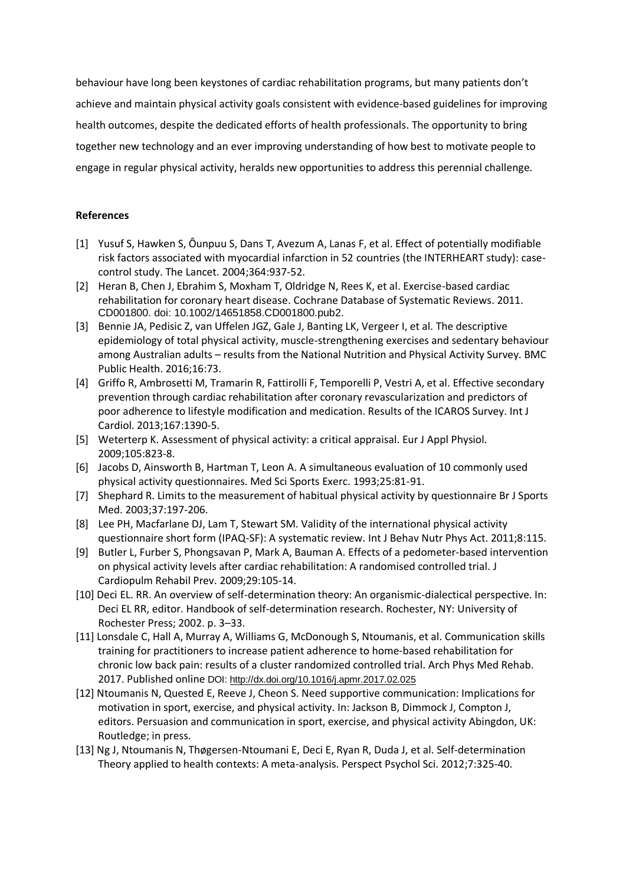behaviour have long been keystones of cardiac rehabilitation programs, but many patients don't achieve and maintain physical activity goals consistent with evidence-based guidelines for improving health outcomes, despite the dedicated efforts of health professionals. The opportunity to bring together new technology and an ever improving understanding of how best to motivate people to engage in regular physical activity, heralds new opportunities to address this perennial challenge.

**References**

[1] Yusuf S, Hawken S, Ôunpuu S, Dans T, Avezum A, Lanas F, et al. Effect of potentially modifiable risk factors associated with myocardial infarction in 52 countries (the INTERHEART study): case-control study. The Lancet. 2004;364:937-52.

[2] Heran B, Chen J, Ebrahim S, Moxham T, Oldridge N, Rees K, et al. Exercise-based cardiac rehabilitation for coronary heart disease. Cochrane Database of Systematic Reviews. 2011. CD001800. doi: 10.1002/14651858.CD001800.pub2.

[3] Bennie JA, Pedisic Z, van Uffelen JGZ, Gale J, Banting LK, Vergeer I, et al. The descriptive epidemiology of total physical activity, muscle-strengthening exercises and sedentary behaviour among Australian adults – results from the National Nutrition and Physical Activity Survey. BMC Public Health. 2016;16:73.

[4] Griffo R, Ambrosetti M, Tramarin R, Fattirolli F, Temporelli P, Vestri A, et al. Effective secondary prevention through cardiac rehabilitation after coronary revascularization and predictors of poor adherence to lifestyle modification and medication. Results of the ICAROS Survey. Int J Cardiol. 2013;167:1390-5.

[5] Weterterp K. Assessment of physical activity: a critical appraisal. Eur J Appl Physiol. 2009;105:823-8.

[6] Jacobs D, Ainsworth B, Hartman T, Leon A. A simultaneous evaluation of 10 commonly used physical activity questionnaires. Med Sci Sports Exerc. 1993;25:81-91.

[7] Shephard R. Limits to the measurement of habitual physical activity by questionnaire Br J Sports Med. 2003;37:197-206.

[8] Lee PH, Macfarlane DJ, Lam T, Stewart SM. Validity of the international physical activity questionnaire short form (IPAQ-SF): A systematic review. Int J Behav Nutr Phys Act. 2011;8:115.

[9] Butler L, Furber S, Phongsavan P, Mark A, Bauman A. Effects of a pedometer-based intervention on physical activity levels after cardiac rehabilitation: A randomised controlled trial. J Cardiopulm Rehabil Prev. 2009;29:105-14.

[10] Deci EL. RR. An overview of self-determination theory: An organismic-dialectical perspective. In: Deci EL RR, editor. Handbook of self-determination research. Rochester, NY: University of Rochester Press; 2002. p. 3–33.

[11] Lonsdale C, Hall A, Murray A, Williams G, McDonough S, Ntoumanis, et al. Communication skills training for practitioners to increase patient adherence to home-based rehabilitation for chronic low back pain: results of a cluster randomized controlled trial. Arch Phys Med Rehab. 2017. Published online DOI: http://dx.doi.org/10.1016/j.apmr.2017.02.025

[12] Ntoumanis N, Quested E, Reeve J, Cheon S. Need supportive communication: Implications for motivation in sport, exercise, and physical activity. In: Jackson B, Dimmock J, Compton J, editors. Persuasion and communication in sport, exercise, and physical activity Abingdon, UK: Routledge; in press.

[13] Ng J, Ntoumanis N, Thøgersen-Ntoumani E, Deci E, Ryan R, Duda J, et al. Self-determination Theory applied to health contexts: A meta-analysis. Perspect Psychol Sci. 2012;7:325-40.